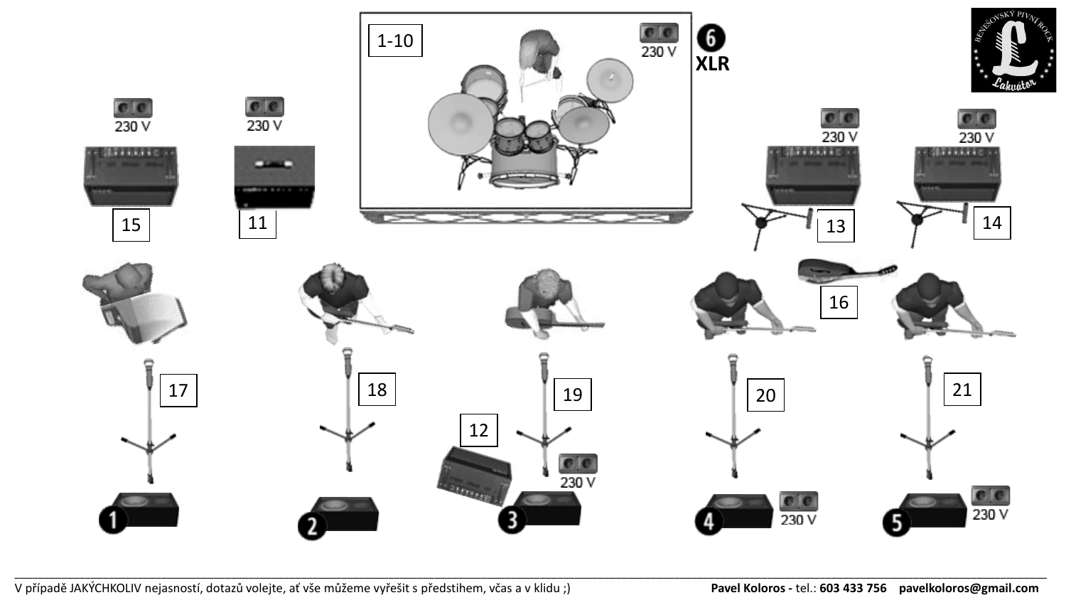1-10

230 V

6 XLR

BENEŠOVSKÝ PIVNÍ ROCK

Lahváťor

230 V

230 V

230 V

230 V

15

11

13

14

16

17

18

19

20

21

12

230 V

230 V

230 V

1

2

3

4

5

V případě JAKÝCHKOLIV nejasností, dotazů volejte, ať vše můžeme vyřešit s předstihem, včas a v klidu ;)

**Pavel Koloros -** tel.: **603 433 756** **pavelkoloros@gmail.com**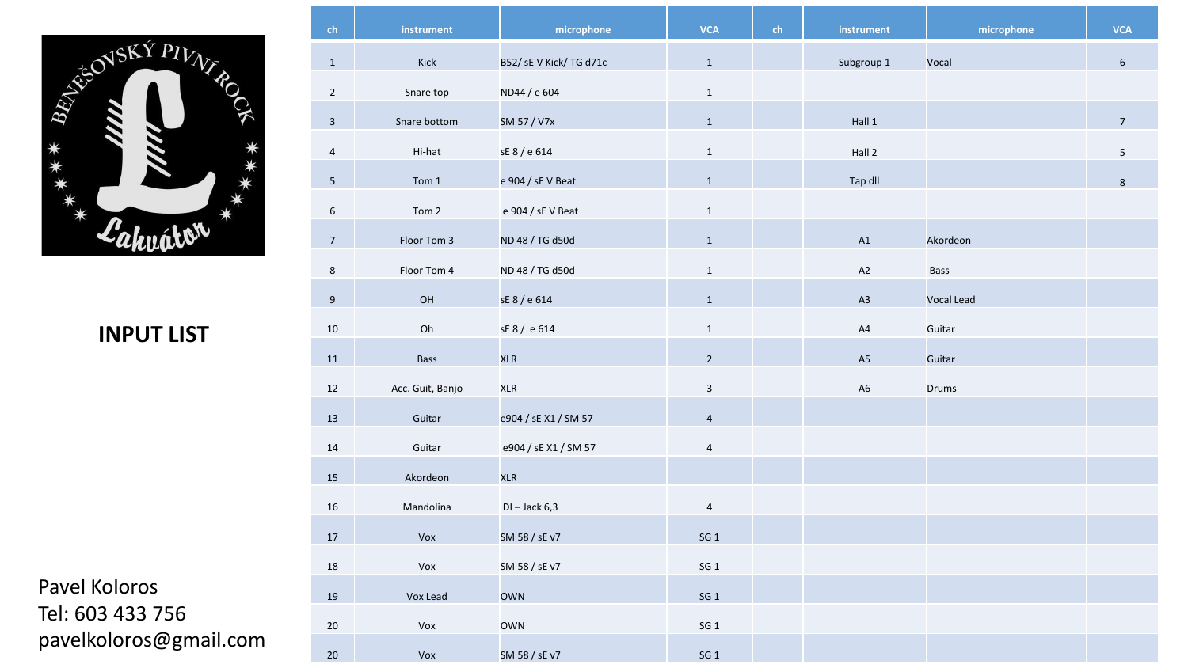BENEŠOVSKÝ PIVNÍ ROCK

Lakvátor

**INPUT LIST**

| ch | instrument | microphone | VCA | ch | instrument | microphone | VCA |
|---|---|---|---|---|---|---|---|
| 1 | Kick | B52/ sE V Kick/ TG d71c | 1 | | Subgroup 1 | Vocal | 6 |
| 2 | Snare top | ND44 / e 604 | 1 | | | | |
| 3 | Snare bottom | SM 57 / V7x | 1 | | Hall 1 | | 7 |
| 4 | Hi-hat | sE 8 / e 614 | 1 | | Hall 2 | | 5 |
| 5 | Tom 1 | e 904 / sE V Beat | 1 | | Tap dll | | 8 |
| 6 | Tom 2 | e 904 / sE V Beat | 1 | | | | |
| 7 | Floor Tom 3 | ND 48 / TG d50d | 1 | | A1 | Akordeon | |
| 8 | Floor Tom 4 | ND 48 / TG d50d | 1 | | A2 | Bass | |
| 9 | OH | sE 8 / e 614 | 1 | | A3 | Vocal Lead | |
| 10 | Oh | sE 8 / e 614 | 1 | | A4 | Guitar | |
| 11 | Bass | XLR | 2 | | A5 | Guitar | |
| 12 | Acc. Guit, Banjo | XLR | 3 | | A6 | Drums | |
| 13 | Guitar | e904 / sE X1 / SM 57 | 4 | | | | |
| 14 | Guitar | e904 / sE X1 / SM 57 | 4 | | | | |
| 15 | Akordeon | XLR | | | | | |
| 16 | Mandolina | DI – Jack 6,3 | 4 | | | | |
| 17 | Vox | SM 58 / sE v7 | SG 1 | | | | |
| 18 | Vox | SM 58 / sE v7 | SG 1 | | | | |
| 19 | Vox Lead | OWN | SG 1 | | | | |
| 20 | Vox | OWN | SG 1 | | | | |
| 20 | Vox | SM 58 / sE v7 | SG 1 | | | | |

Pavel Koloros
Tel: 603 433 756
pavelkoloros@gmail.com